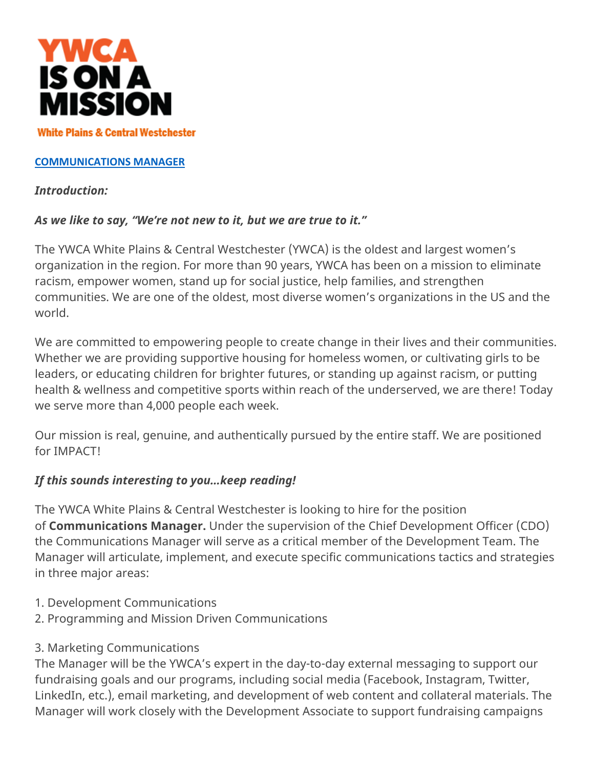# YWCA IS ON A MISSION

**White Plains & Central Westchester**

**COMMUNICATIONS MANAGER**

***Introduction:***

***As we like to say, "We're not new to it, but we are true to it."***

The YWCA White Plains & Central Westchester (YWCA) is the oldest and largest women's organization in the region. For more than 90 years, YWCA has been on a mission to eliminate racism, empower women, stand up for social justice, help families, and strengthen communities. We are one of the oldest, most diverse women's organizations in the US and the world.

We are committed to empowering people to create change in their lives and their communities. Whether we are providing supportive housing for homeless women, or cultivating girls to be leaders, or educating children for brighter futures, or standing up against racism, or putting health & wellness and competitive sports within reach of the underserved, we are there! Today we serve more than 4,000 people each week.

Our mission is real, genuine, and authentically pursued by the entire staff. We are positioned for IMPACT!

***If this sounds interesting to you…keep reading!***

The YWCA White Plains & Central Westchester is looking to hire for the position of **Communications Manager.** Under the supervision of the Chief Development Officer (CDO) the Communications Manager will serve as a critical member of the Development Team. The Manager will articulate, implement, and execute specific communications tactics and strategies in three major areas:

1. Development Communications
2. Programming and Mission Driven Communications
3. Marketing Communications

The Manager will be the YWCA's expert in the day-to-day external messaging to support our fundraising goals and our programs, including social media (Facebook, Instagram, Twitter, LinkedIn, etc.), email marketing, and development of web content and collateral materials. The Manager will work closely with the Development Associate to support fundraising campaigns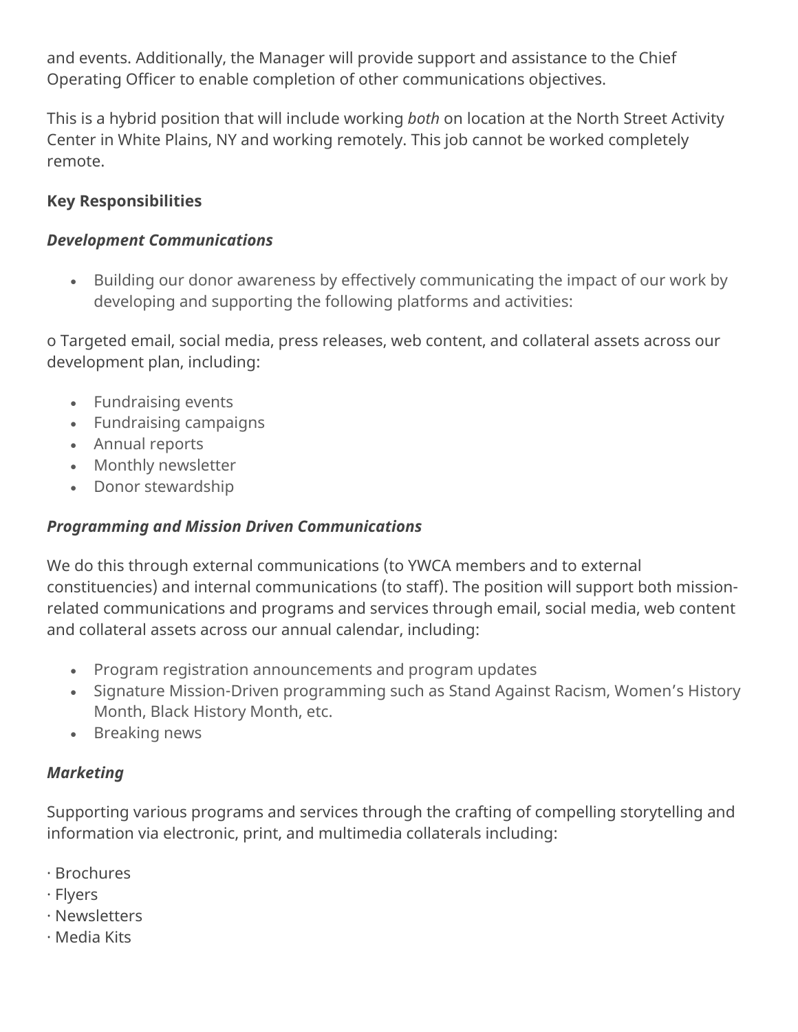and events. Additionally, the Manager will provide support and assistance to the Chief Operating Officer to enable completion of other communications objectives.

This is a hybrid position that will include working *both* on location at the North Street Activity Center in White Plains, NY and working remotely. This job cannot be worked completely remote.

**Key Responsibilities**

***Development Communications***

- Building our donor awareness by effectively communicating the impact of our work by developing and supporting the following platforms and activities:

o Targeted email, social media, press releases, web content, and collateral assets across our development plan, including:

- Fundraising events
- Fundraising campaigns
- Annual reports
- Monthly newsletter
- Donor stewardship

***Programming and Mission Driven Communications***

We do this through external communications (to YWCA members and to external constituencies) and internal communications (to staff). The position will support both mission-related communications and programs and services through email, social media, web content and collateral assets across our annual calendar, including:

- Program registration announcements and program updates
- Signature Mission-Driven programming such as Stand Against Racism, Women's History Month, Black History Month, etc.
- Breaking news

***Marketing***

Supporting various programs and services through the crafting of compelling storytelling and information via electronic, print, and multimedia collaterals including:

· Brochures
· Flyers
· Newsletters
· Media Kits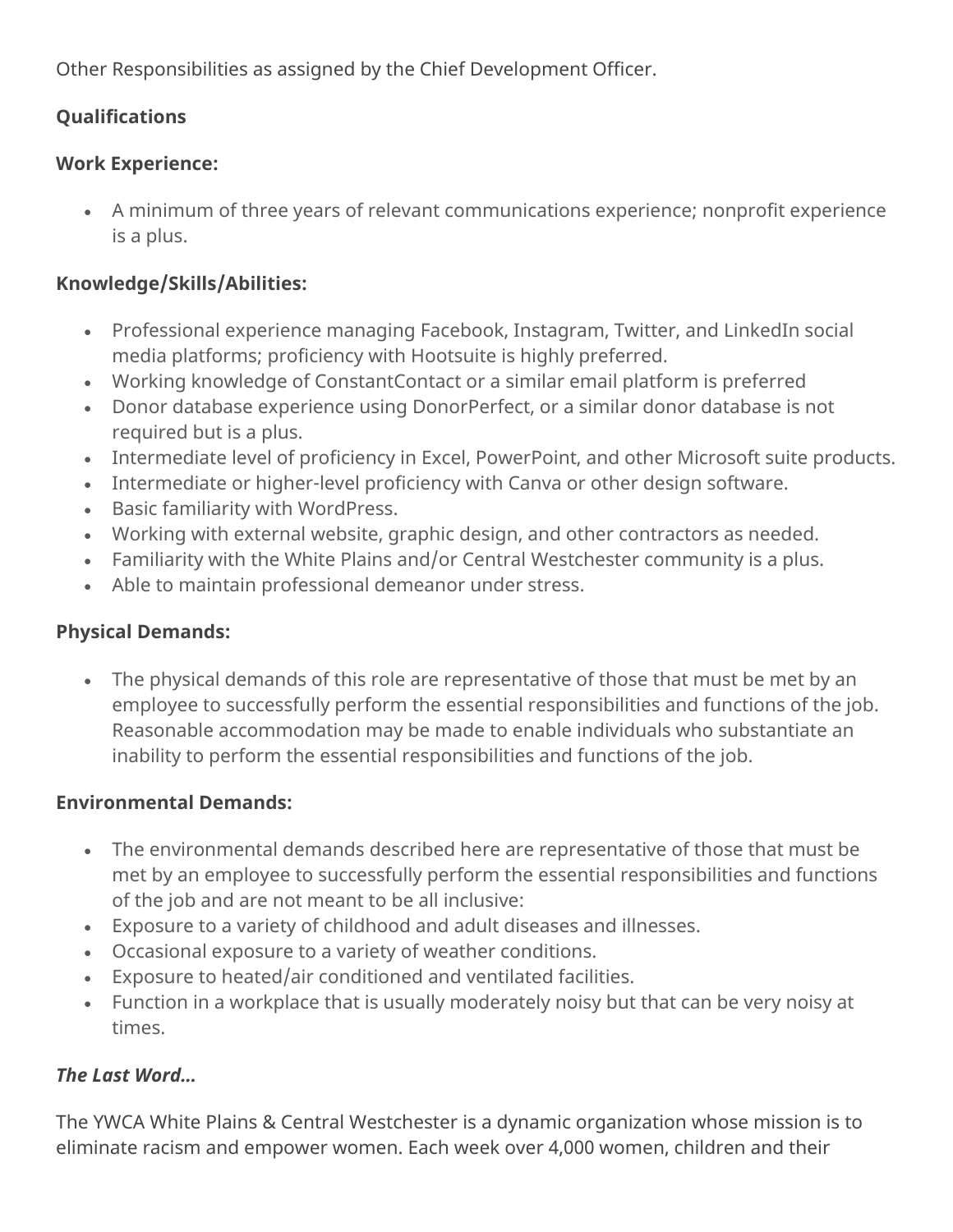Other Responsibilities as assigned by the Chief Development Officer.

**Qualifications**

**Work Experience:**

- A minimum of three years of relevant communications experience; nonprofit experience is a plus.

**Knowledge/Skills/Abilities:**

- Professional experience managing Facebook, Instagram, Twitter, and LinkedIn social media platforms; proficiency with Hootsuite is highly preferred.
- Working knowledge of ConstantContact or a similar email platform is preferred
- Donor database experience using DonorPerfect, or a similar donor database is not required but is a plus.
- Intermediate level of proficiency in Excel, PowerPoint, and other Microsoft suite products.
- Intermediate or higher-level proficiency with Canva or other design software.
- Basic familiarity with WordPress.
- Working with external website, graphic design, and other contractors as needed.
- Familiarity with the White Plains and/or Central Westchester community is a plus.
- Able to maintain professional demeanor under stress.

**Physical Demands:**

- The physical demands of this role are representative of those that must be met by an employee to successfully perform the essential responsibilities and functions of the job. Reasonable accommodation may be made to enable individuals who substantiate an inability to perform the essential responsibilities and functions of the job.

**Environmental Demands:**

- The environmental demands described here are representative of those that must be met by an employee to successfully perform the essential responsibilities and functions of the job and are not meant to be all inclusive:
- Exposure to a variety of childhood and adult diseases and illnesses.
- Occasional exposure to a variety of weather conditions.
- Exposure to heated/air conditioned and ventilated facilities.
- Function in a workplace that is usually moderately noisy but that can be very noisy at times.

***The Last Word…***

The YWCA White Plains & Central Westchester is a dynamic organization whose mission is to eliminate racism and empower women. Each week over 4,000 women, children and their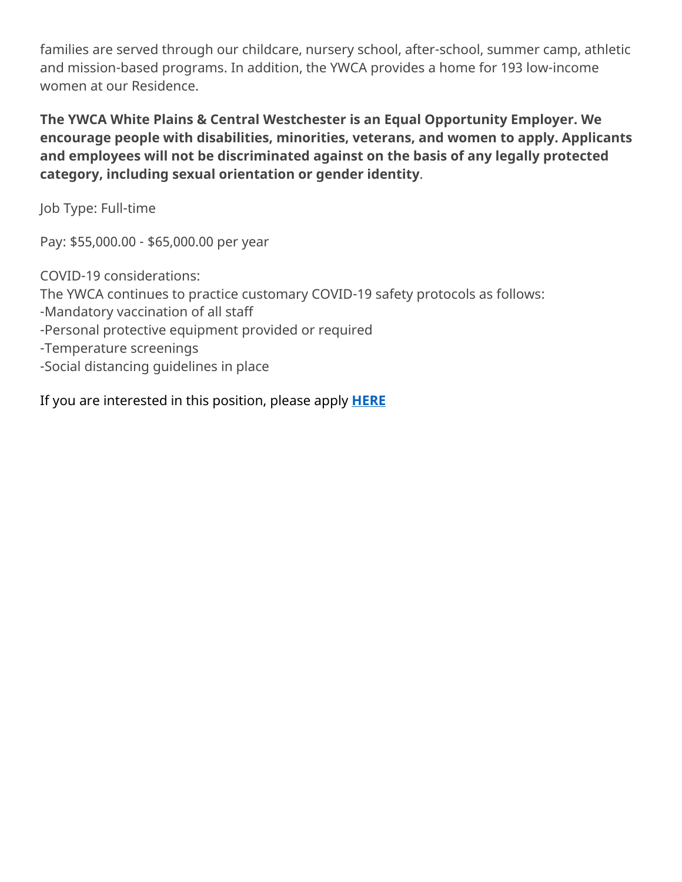families are served through our childcare, nursery school, after-school, summer camp, athletic and mission-based programs. In addition, the YWCA provides a home for 193 low-income women at our Residence.

**The YWCA White Plains & Central Westchester is an Equal Opportunity Employer. We encourage people with disabilities, minorities, veterans, and women to apply. Applicants and employees will not be discriminated against on the basis of any legally protected category, including sexual orientation or gender identity**.

Job Type: Full-time

Pay: $55,000.00 - $65,000.00 per year

COVID-19 considerations:
The YWCA continues to practice customary COVID-19 safety protocols as follows:
-Mandatory vaccination of all staff
-Personal protective equipment provided or required
-Temperature screenings
-Social distancing guidelines in place

If you are interested in this position, please apply **HERE**